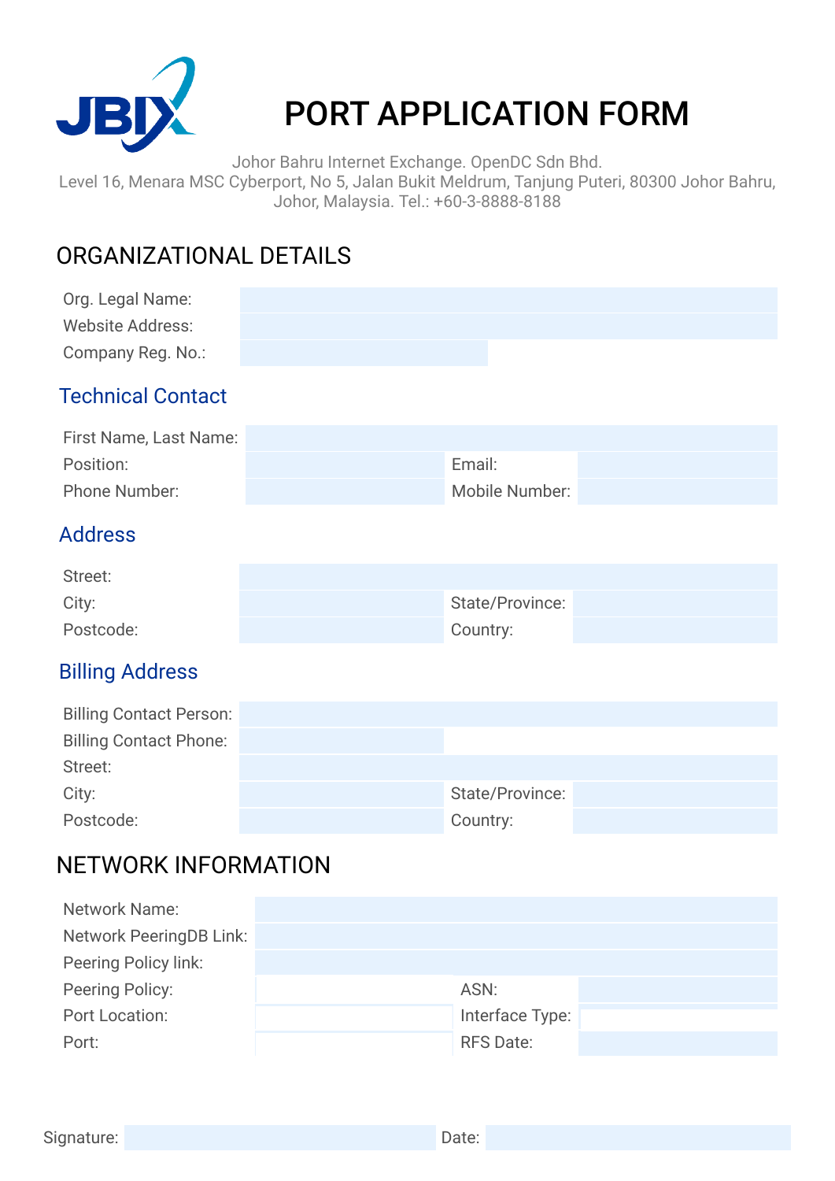# PORT APPLICATION FORM

Johor Bahru Internet Exchange. OpenDC Sdn Bhd.
Level 16, Menara MSC Cyberport, No 5, Jalan Bukit Meldrum, Tanjung Puteri, 80300 Johor Bahru, Johor, Malaysia. Tel.: +60-3-8888-8188

## ORGANIZATIONAL DETAILS

| | |
|---|---|
| Org. Legal Name: | |
| Website Address: | |
| Company Reg. No.: | |

### Technical Contact

| | | | |
|---|---|---|---|
| First Name, Last Name: | | | |
| Position: | | Email: | |
| Phone Number: | | Mobile Number: | |

### Address

| | | | |
|---|---|---|---|
| Street: | | | |
| City: | | State/Province: | |
| Postcode: | | Country: | |

### Billing Address

| | | | |
|---|---|---|---|
| Billing Contact Person: | | | |
| Billing Contact Phone: | | | |
| Street: | | | |
| City: | | State/Province: | |
| Postcode: | | Country: | |

## NETWORK INFORMATION

| | | | |
|---|---|---|---|
| Network Name: | | | |
| Network PeeringDB Link: | | | |
| Peering Policy link: | | | |
| Peering Policy: | | ASN: | |
| Port Location: | | Interface Type: | |
| Port: | | RFS Date: | |

Signature: ______________________ Date: ______________________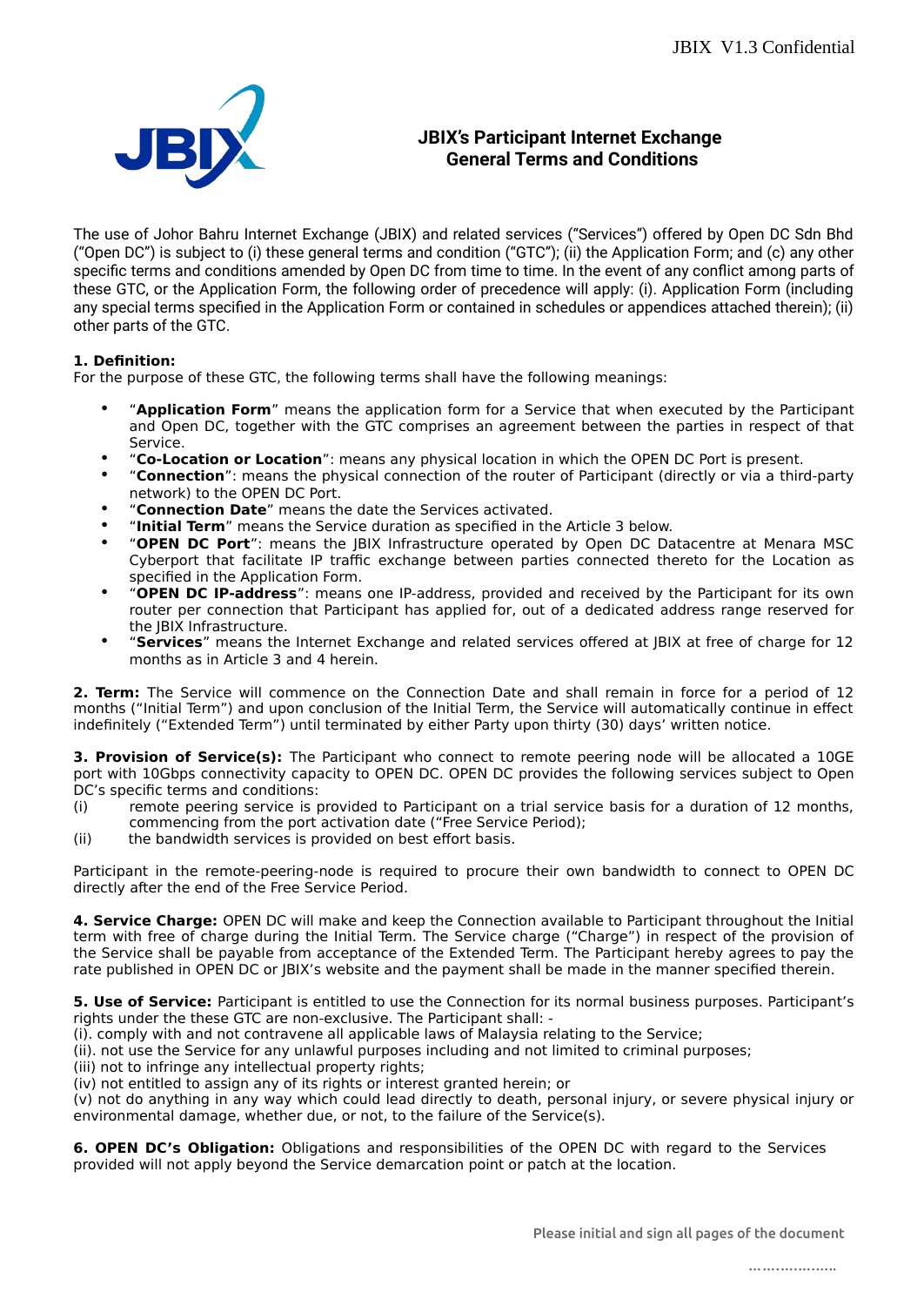# JBIX's Participant Internet Exchange General Terms and Conditions

The use of Johor Bahru Internet Exchange (JBIX) and related services ("Services") offered by Open DC Sdn Bhd ("Open DC") is subject to (i) these general terms and condition ("GTC"); (ii) the Application Form; and (c) any other specific terms and conditions amended by Open DC from time to time. In the event of any conflict among parts of these GTC, or the Application Form, the following order of precedence will apply: (i). Application Form (including any special terms specified in the Application Form or contained in schedules or appendices attached therein); (ii) other parts of the GTC.

**1. Definition:**
For the purpose of these GTC, the following terms shall have the following meanings:

- "**Application Form**" means the application form for a Service that when executed by the Participant and Open DC, together with the GTC comprises an agreement between the parties in respect of that Service.
- "**Co-Location or Location**": means any physical location in which the OPEN DC Port is present.
- "**Connection**": means the physical connection of the router of Participant (directly or via a third-party network) to the OPEN DC Port.
- "**Connection Date**" means the date the Services activated.
- "**Initial Term**" means the Service duration as specified in the Article 3 below.
- "**OPEN DC Port**": means the JBIX Infrastructure operated by Open DC Datacentre at Menara MSC Cyberport that facilitate IP traffic exchange between parties connected thereto for the Location as specified in the Application Form.
- "**OPEN DC IP-address**": means one IP-address, provided and received by the Participant for its own router per connection that Participant has applied for, out of a dedicated address range reserved for the JBIX Infrastructure.
- "**Services**" means the Internet Exchange and related services offered at JBIX at free of charge for 12 months as in Article 3 and 4 herein.

**2. Term:** The Service will commence on the Connection Date and shall remain in force for a period of 12 months ("Initial Term") and upon conclusion of the Initial Term, the Service will automatically continue in effect indefinitely ("Extended Term") until terminated by either Party upon thirty (30) days' written notice.

**3. Provision of Service(s):** The Participant who connect to remote peering node will be allocated a 10GE port with 10Gbps connectivity capacity to OPEN DC. OPEN DC provides the following services subject to Open DC's specific terms and conditions:

(i) remote peering service is provided to Participant on a trial service basis for a duration of 12 months, commencing from the port activation date ("Free Service Period);

(ii) the bandwidth services is provided on best effort basis.

Participant in the remote-peering-node is required to procure their own bandwidth to connect to OPEN DC directly after the end of the Free Service Period.

**4. Service Charge:** OPEN DC will make and keep the Connection available to Participant throughout the Initial term with free of charge during the Initial Term. The Service charge ("Charge") in respect of the provision of the Service shall be payable from acceptance of the Extended Term. The Participant hereby agrees to pay the rate published in OPEN DC or JBIX's website and the payment shall be made in the manner specified therein.

**5. Use of Service:** Participant is entitled to use the Connection for its normal business purposes. Participant's rights under the these GTC are non-exclusive. The Participant shall: -
(i). comply with and not contravene all applicable laws of Malaysia relating to the Service;
(ii). not use the Service for any unlawful purposes including and not limited to criminal purposes;
(iii) not to infringe any intellectual property rights;
(iv) not entitled to assign any of its rights or interest granted herein; or
(v) not do anything in any way which could lead directly to death, personal injury, or severe physical injury or environmental damage, whether due, or not, to the failure of the Service(s).

**6. OPEN DC's Obligation:** Obligations and responsibilities of the OPEN DC with regard to the Services provided will not apply beyond the Service demarcation point or patch at the location.

Please initial and sign all pages of the document

………………..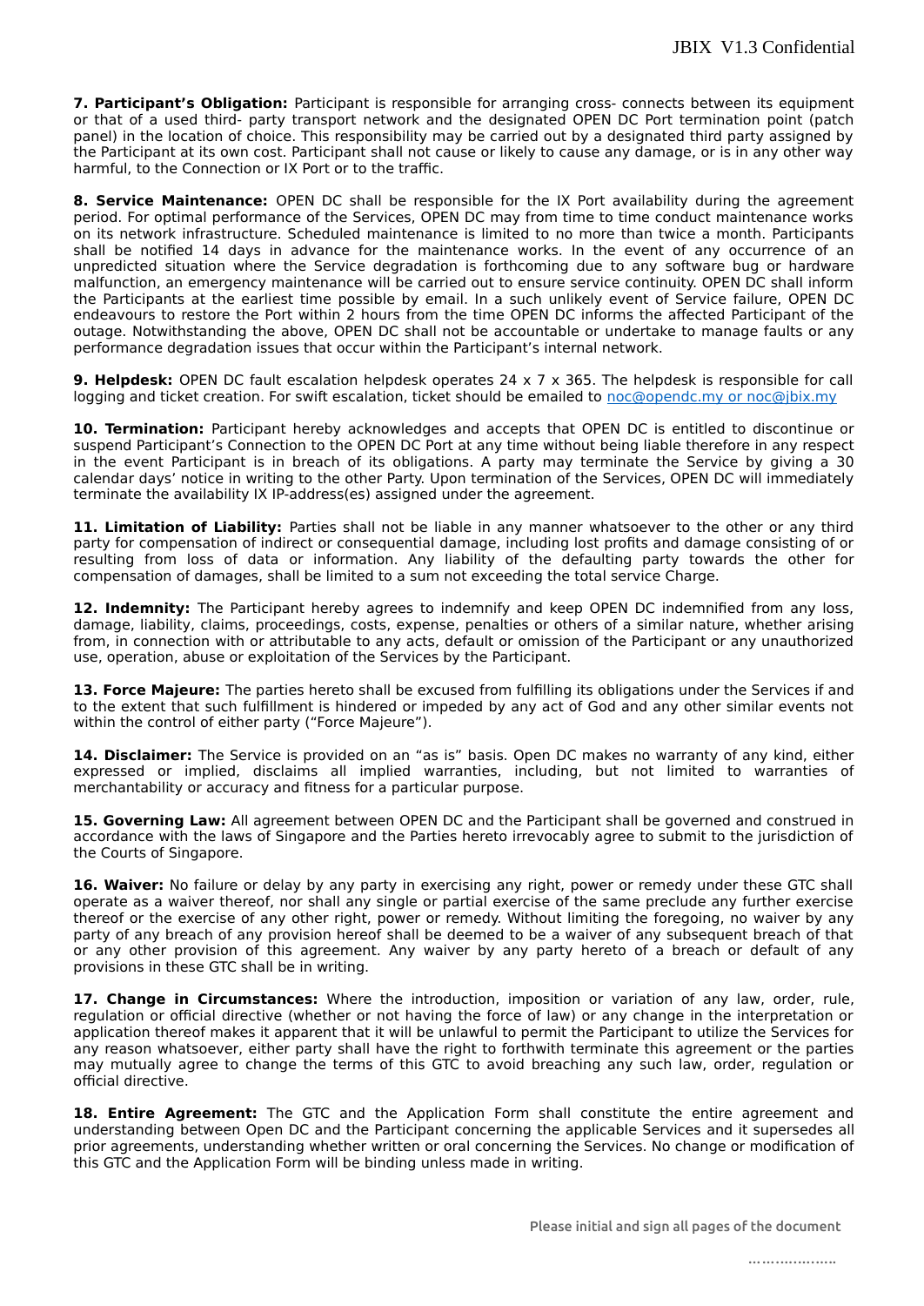**7. Participant's Obligation:** Participant is responsible for arranging cross- connects between its equipment or that of a used third- party transport network and the designated OPEN DC Port termination point (patch panel) in the location of choice. This responsibility may be carried out by a designated third party assigned by the Participant at its own cost. Participant shall not cause or likely to cause any damage, or is in any other way harmful, to the Connection or IX Port or to the traffic.

**8. Service Maintenance:** OPEN DC shall be responsible for the IX Port availability during the agreement period. For optimal performance of the Services, OPEN DC may from time to time conduct maintenance works on its network infrastructure. Scheduled maintenance is limited to no more than twice a month. Participants shall be notified 14 days in advance for the maintenance works. In the event of any occurrence of an unpredicted situation where the Service degradation is forthcoming due to any software bug or hardware malfunction, an emergency maintenance will be carried out to ensure service continuity. OPEN DC shall inform the Participants at the earliest time possible by email. In a such unlikely event of Service failure, OPEN DC endeavours to restore the Port within 2 hours from the time OPEN DC informs the affected Participant of the outage. Notwithstanding the above, OPEN DC shall not be accountable or undertake to manage faults or any performance degradation issues that occur within the Participant's internal network.

**9. Helpdesk:** OPEN DC fault escalation helpdesk operates 24 x 7 x 365. The helpdesk is responsible for call logging and ticket creation. For swift escalation, ticket should be emailed to noc@opendc.my or noc@jbix.my

**10. Termination:** Participant hereby acknowledges and accepts that OPEN DC is entitled to discontinue or suspend Participant's Connection to the OPEN DC Port at any time without being liable therefore in any respect in the event Participant is in breach of its obligations. A party may terminate the Service by giving a 30 calendar days' notice in writing to the other Party. Upon termination of the Services, OPEN DC will immediately terminate the availability IX IP-address(es) assigned under the agreement.

**11. Limitation of Liability:** Parties shall not be liable in any manner whatsoever to the other or any third party for compensation of indirect or consequential damage, including lost profits and damage consisting of or resulting from loss of data or information. Any liability of the defaulting party towards the other for compensation of damages, shall be limited to a sum not exceeding the total service Charge.

**12. Indemnity:** The Participant hereby agrees to indemnify and keep OPEN DC indemnified from any loss, damage, liability, claims, proceedings, costs, expense, penalties or others of a similar nature, whether arising from, in connection with or attributable to any acts, default or omission of the Participant or any unauthorized use, operation, abuse or exploitation of the Services by the Participant.

**13. Force Majeure:** The parties hereto shall be excused from fulfilling its obligations under the Services if and to the extent that such fulfillment is hindered or impeded by any act of God and any other similar events not within the control of either party ("Force Majeure").

**14. Disclaimer:** The Service is provided on an "as is" basis. Open DC makes no warranty of any kind, either expressed or implied, disclaims all implied warranties, including, but not limited to warranties of merchantability or accuracy and fitness for a particular purpose.

**15. Governing Law:** All agreement between OPEN DC and the Participant shall be governed and construed in accordance with the laws of Singapore and the Parties hereto irrevocably agree to submit to the jurisdiction of the Courts of Singapore.

**16. Waiver:** No failure or delay by any party in exercising any right, power or remedy under these GTC shall operate as a waiver thereof, nor shall any single or partial exercise of the same preclude any further exercise thereof or the exercise of any other right, power or remedy. Without limiting the foregoing, no waiver by any party of any breach of any provision hereof shall be deemed to be a waiver of any subsequent breach of that or any other provision of this agreement. Any waiver by any party hereto of a breach or default of any provisions in these GTC shall be in writing.

**17. Change in Circumstances:** Where the introduction, imposition or variation of any law, order, rule, regulation or official directive (whether or not having the force of law) or any change in the interpretation or application thereof makes it apparent that it will be unlawful to permit the Participant to utilize the Services for any reason whatsoever, either party shall have the right to forthwith terminate this agreement or the parties may mutually agree to change the terms of this GTC to avoid breaching any such law, order, regulation or official directive.

**18. Entire Agreement:** The GTC and the Application Form shall constitute the entire agreement and understanding between Open DC and the Participant concerning the applicable Services and it supersedes all prior agreements, understanding whether written or oral concerning the Services. No change or modification of this GTC and the Application Form will be binding unless made in writing.

Please initial and sign all pages of the document

…………………